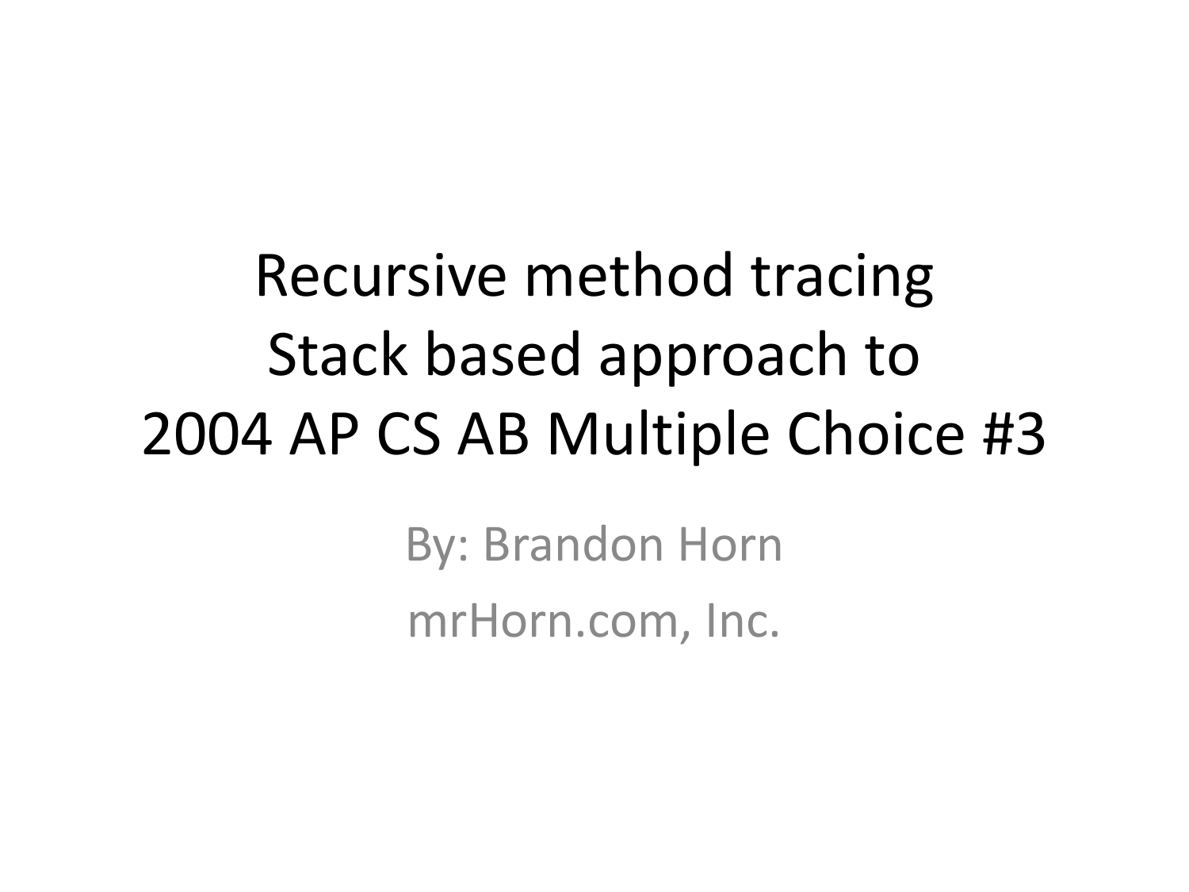# Recursive method tracing
# Stack based approach to
# 2004 AP CS AB Multiple Choice #3

By: Brandon Horn

mrHorn.com, Inc.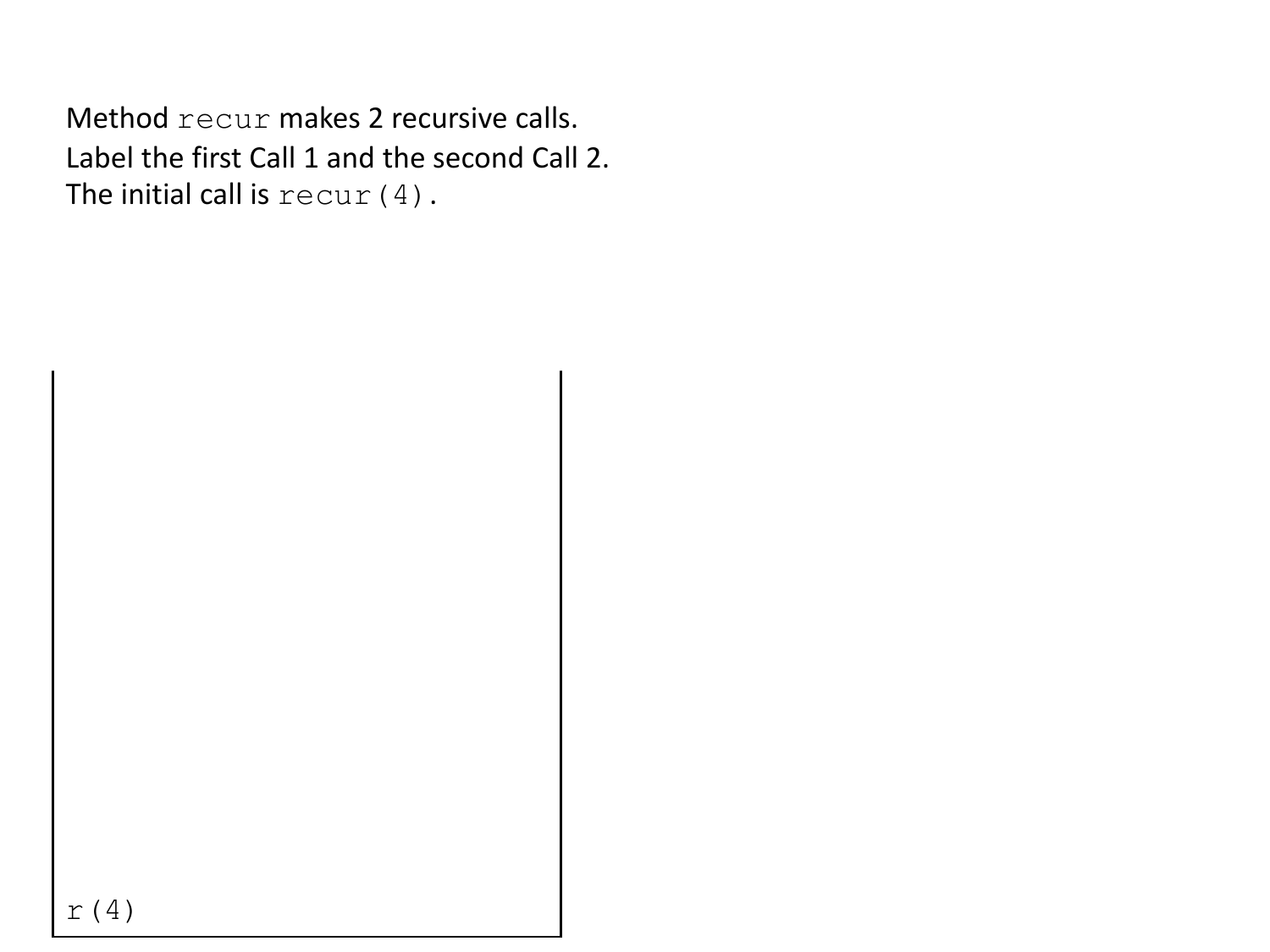Method `recur` makes 2 recursive calls.
Label the first Call 1 and the second Call 2.
The initial call is `recur(4)`.

```
r(4)
```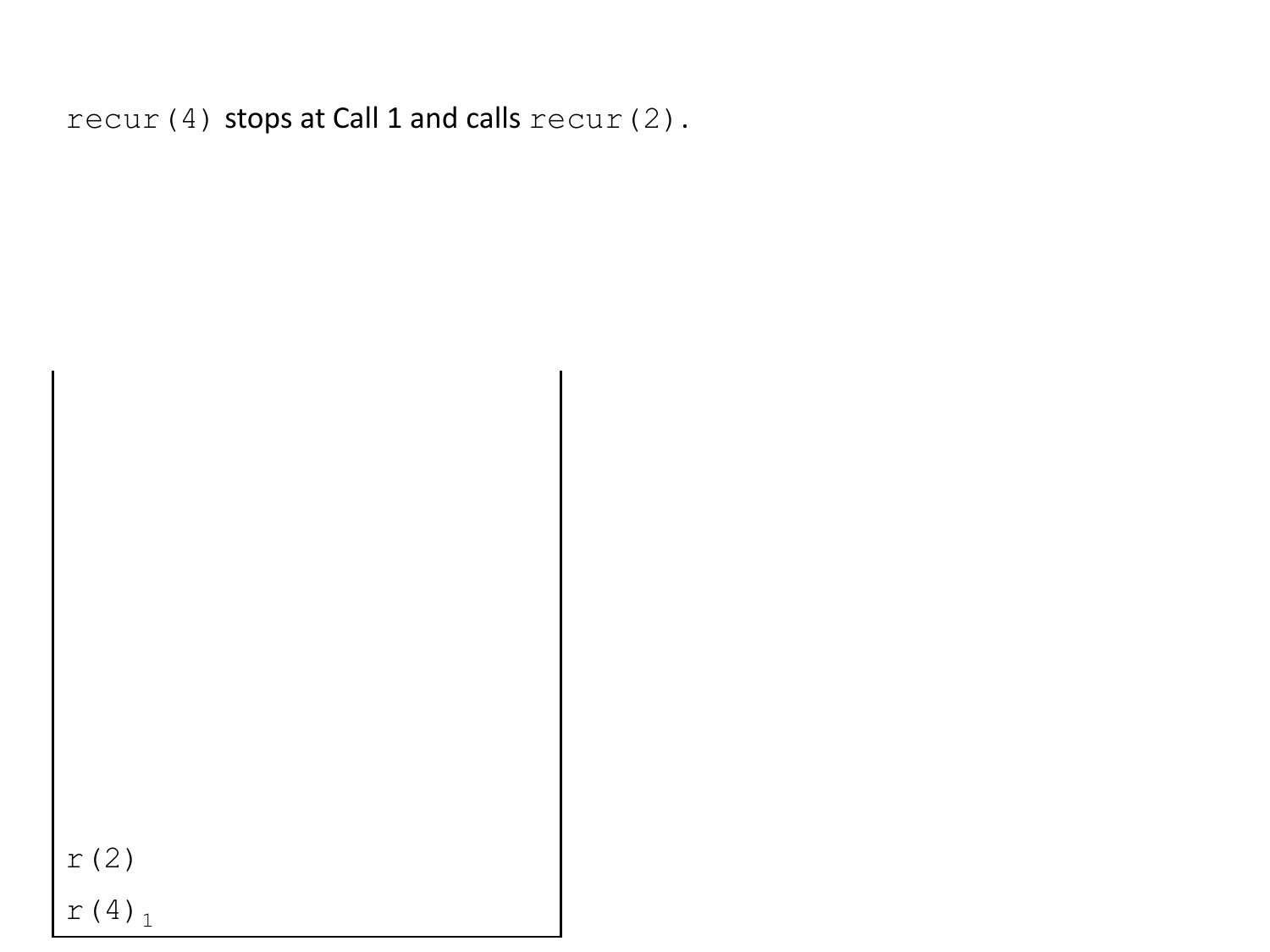`recur(4)` stops at Call 1 and calls `recur(2)`.

```
r(2)
r(4)₁
```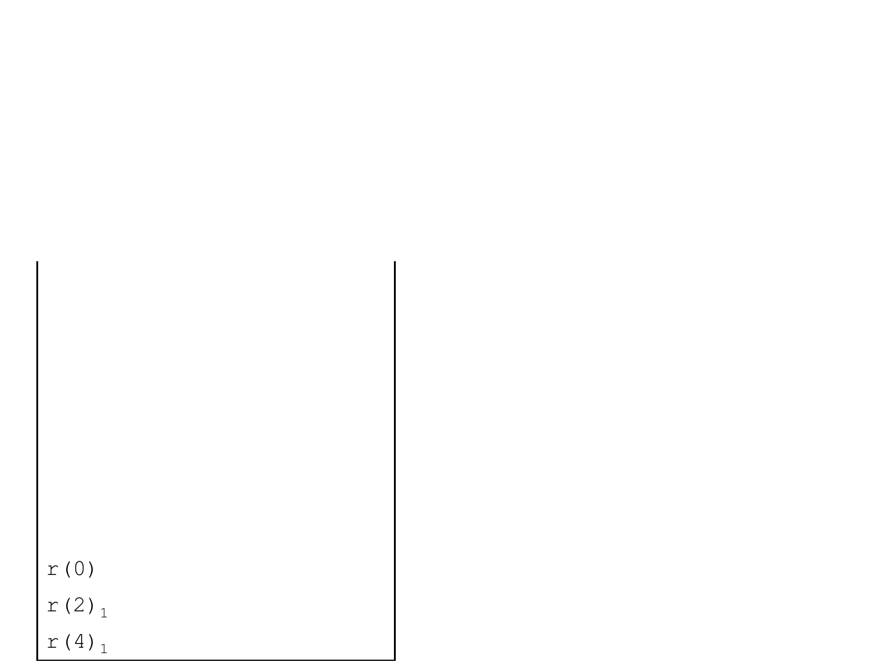```
r(0)
r(2)₁
r(4)₁
```

r(0)

$r(2)_1$

$r(4)_1$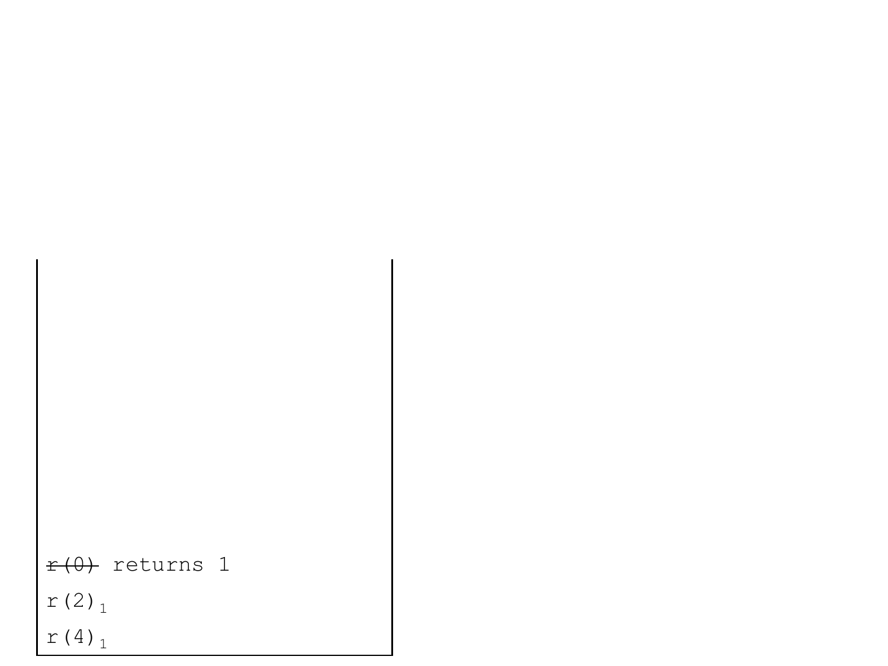~~r(0)~~ returns 1

$r(2)_1$

$r(4)_1$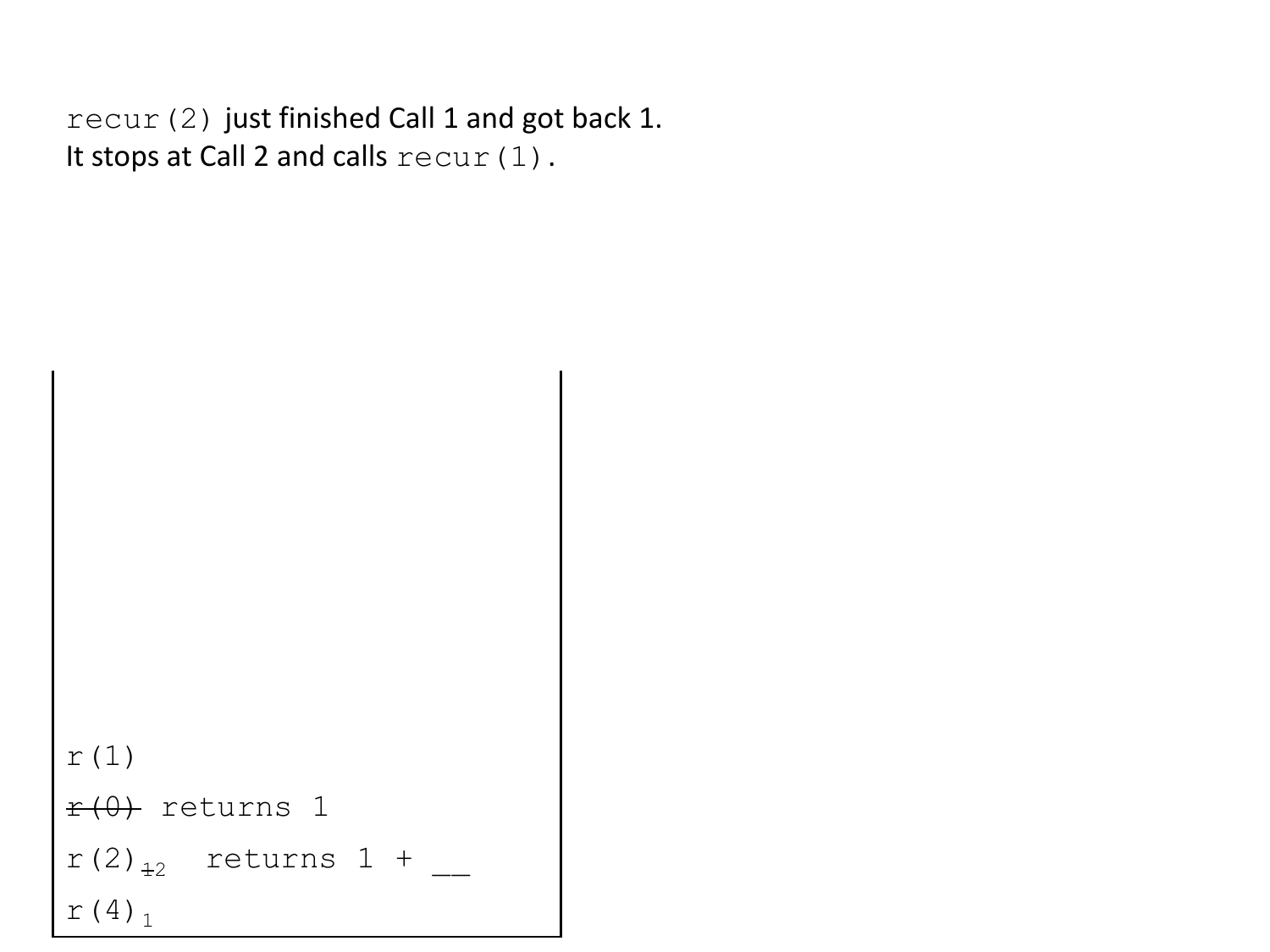`recur(2)` just finished Call 1 and got back 1.
It stops at Call 2 and calls `recur(1)`.

```
r(1)
~~r(0)~~ returns 1
r(2) 1 2   returns 1 + __
r(4) 1
```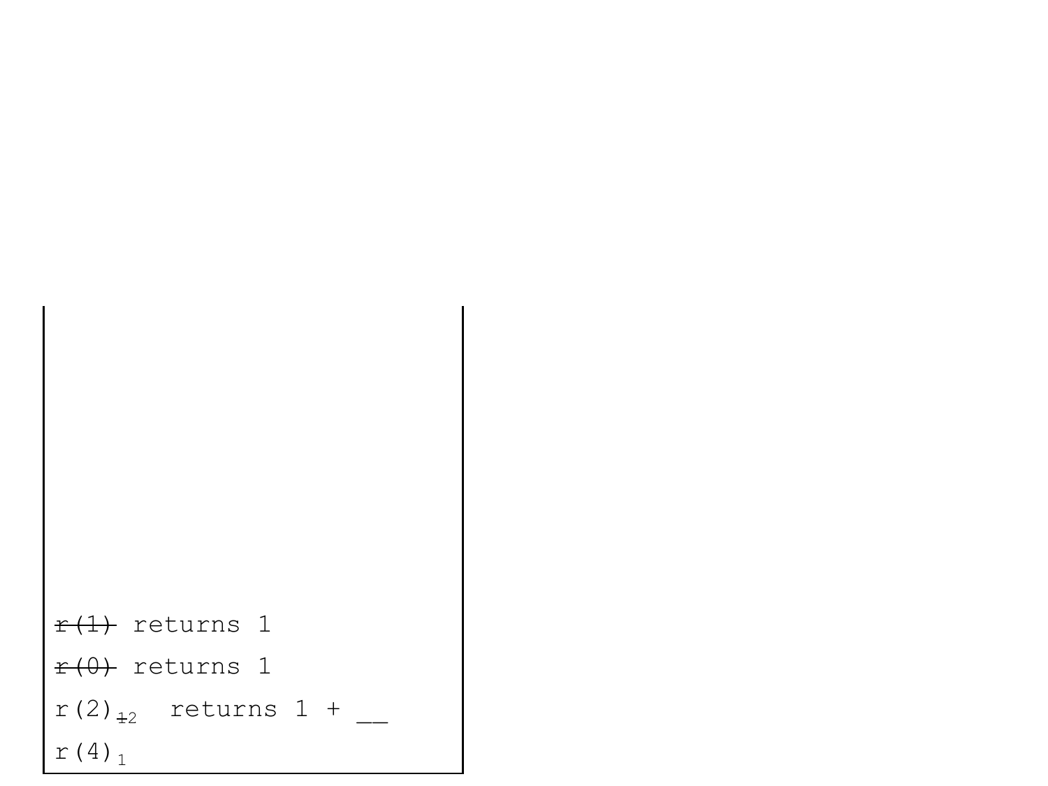```
r(1) returns 1
r(0) returns 1
r(2) 1 2  returns 1 + __
r(4) 1
```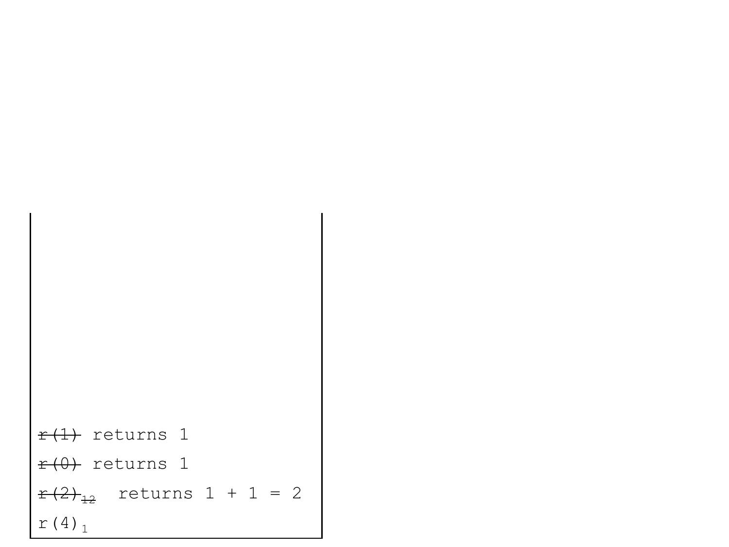```
~~r(1)~~ returns 1
~~r(0)~~ returns 1
~~r(2)~~ ~~12~~  returns 1 + 1 = 2
r(4) 1
```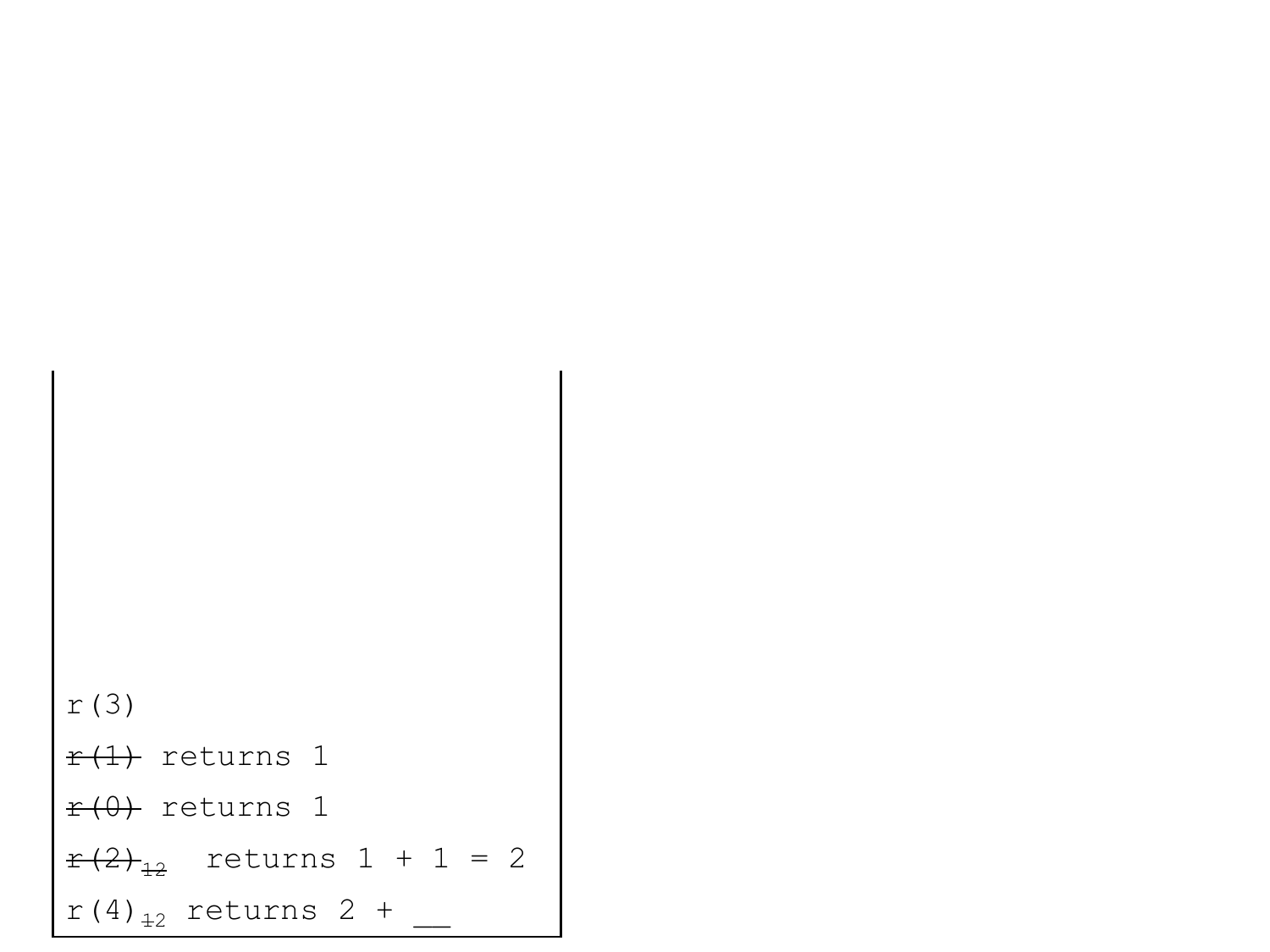```
r(3)
~~r(1)~~ returns 1
~~r(0)~~ returns 1
~~r(2)~~ ~~1~~2  returns 1 + 1 = 2
r(4) ~~1~~2 returns 2 + __
```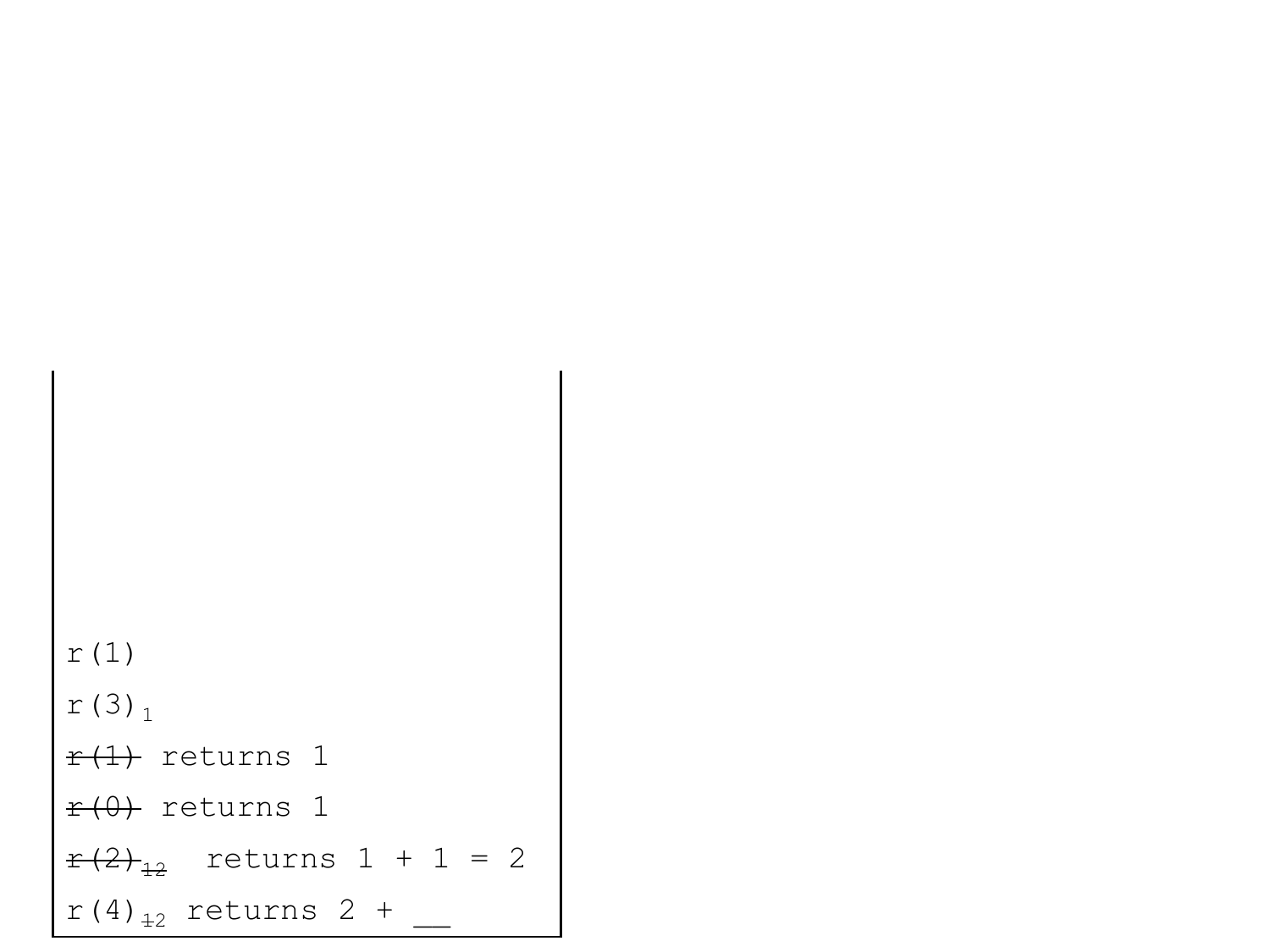```
r(1)
r(3)_1
~~r(1)~~ returns 1
~~r(0)~~ returns 1
~~r(2)~~_~~1~~2  returns 1 + 1 = 2
r(4)_~~1~~2 returns 2 + __
```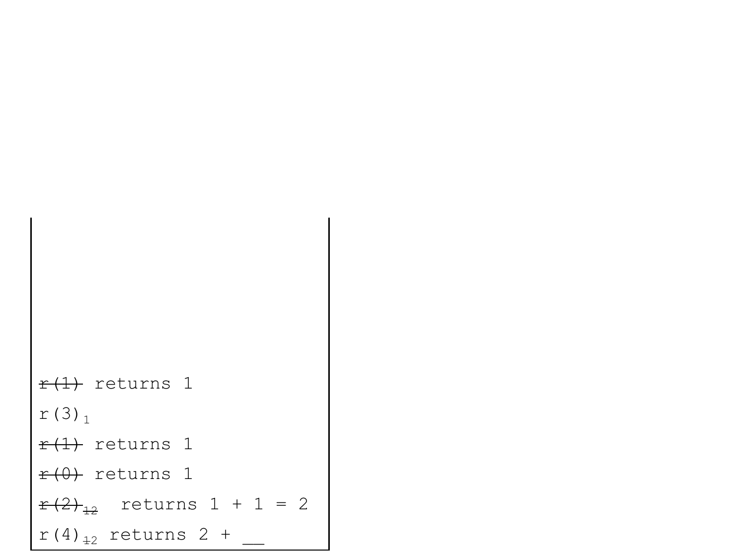```
~~r(1)~~ returns 1
r(3) 1
~~r(1)~~ returns 1
~~r(0)~~ returns 1
~~r(2)~~ ~~1~~2  returns 1 + 1 = 2
r(4) ~~1~~2 returns 2 + __
```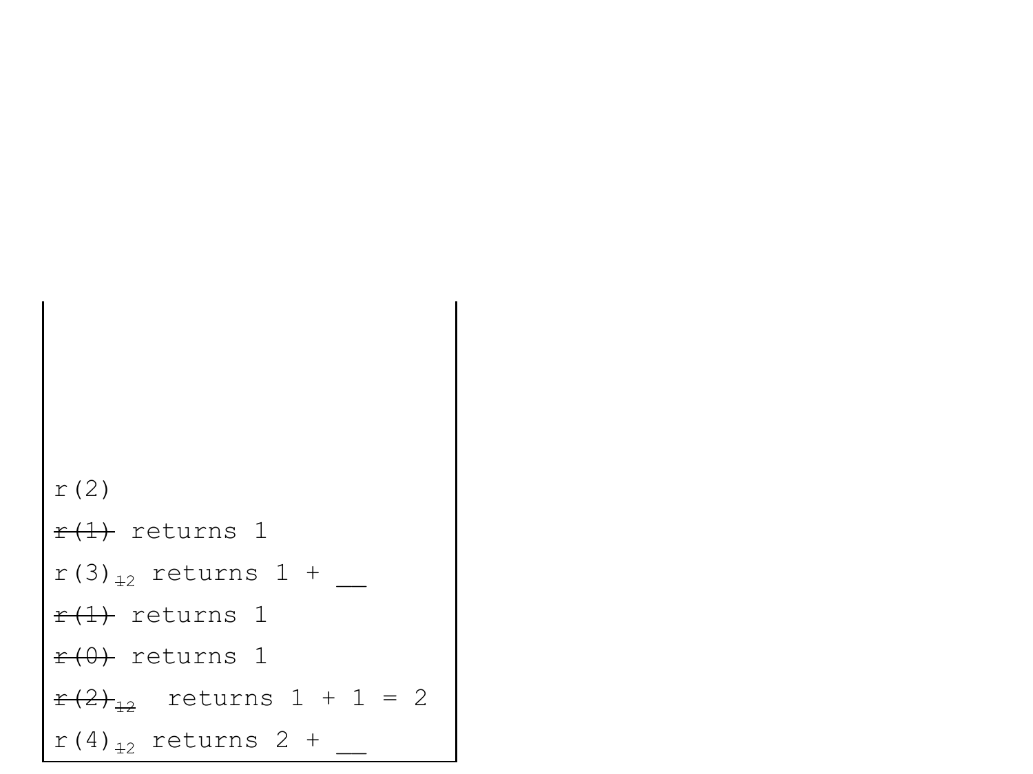```
r(2)
r(1) returns 1
r(3)12 returns 1 + __
r(1) returns 1
r(0) returns 1
r(2)12  returns 1 + 1 = 2
r(4)12 returns 2 + __
```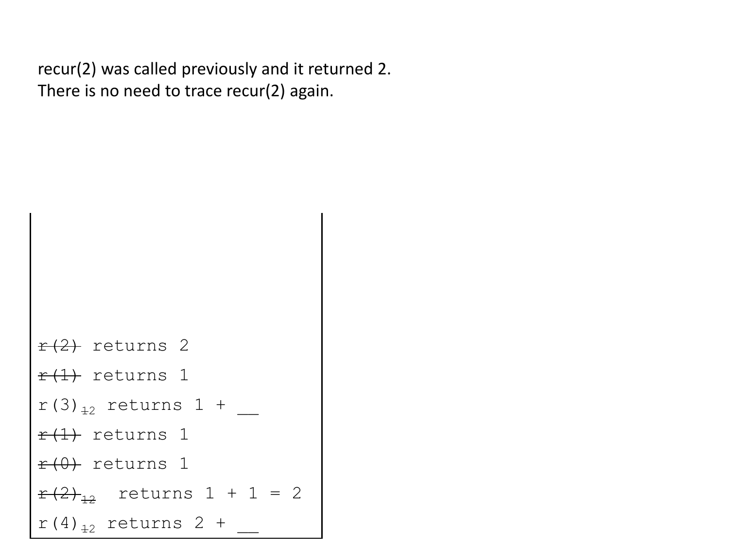recur(2) was called previously and it returned 2.
There is no need to trace recur(2) again.

```
~~r(2)~~ returns 2
~~r(1)~~ returns 1
r(3) 12 returns 1 + __
~~r(1)~~ returns 1
~~r(0)~~ returns 1
~~r(2)~~ 12  returns 1 + 1 = 2
r(4) 12 returns 2 + __
```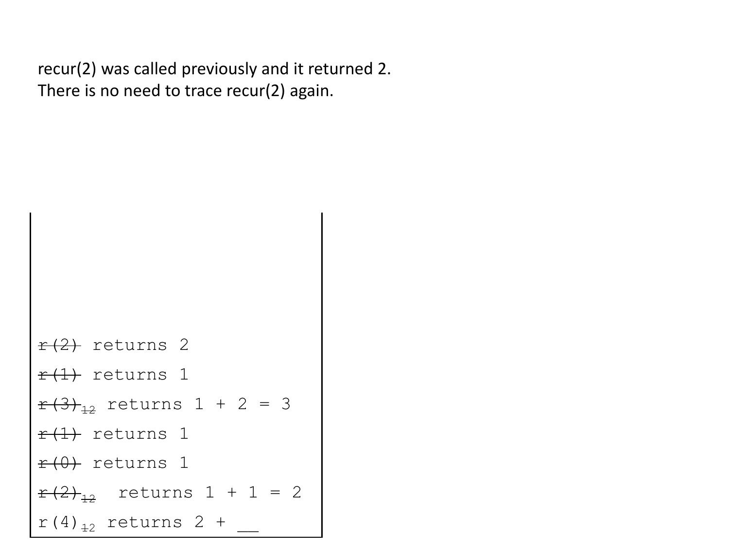recur(2) was called previously and it returned 2.
There is no need to trace recur(2) again.

```
r(2) returns 2
r(1) returns 1
r(3)12 returns 1 + 2 = 3
r(1) returns 1
r(0) returns 1
r(2)12  returns 1 + 1 = 2
r(4)12 returns 2 + __
```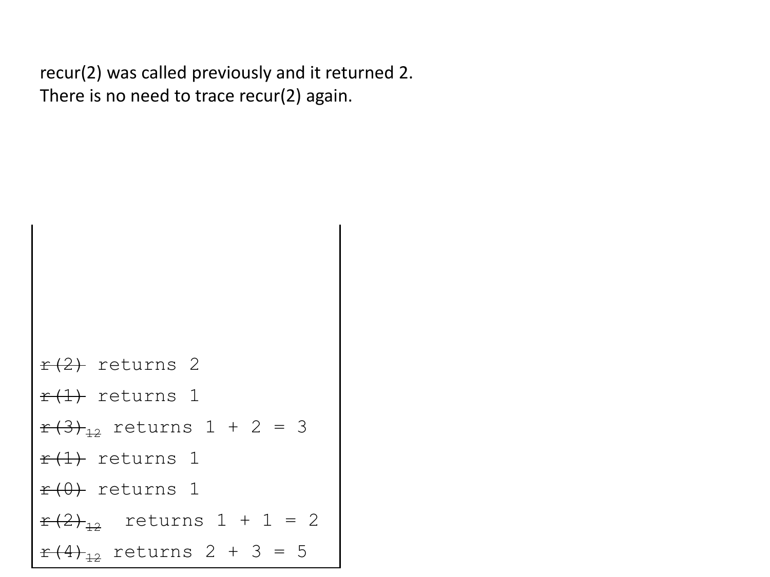recur(2) was called previously and it returned 2.
There is no need to trace recur(2) again.

```
r(2) returns 2
r(1) returns 1
r(3)12 returns 1 + 2 = 3
r(1) returns 1
r(0) returns 1
r(2)12  returns 1 + 1 = 2
r(4)12 returns 2 + 3 = 5
```